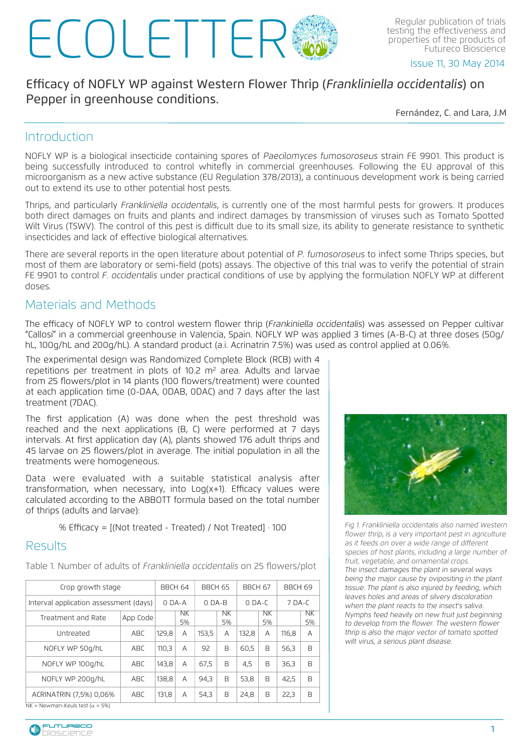# ECOLETTER

Regular publication of trials testing the effectiveness and properties of the products of Futureco Bioscience

Issue 11, 30 May 2014

## Efficacy of NOFLY WP against Western Flower Thrip (*Frankliniella occidentalis*) on Pepper in greenhouse conditions.

Fernández, C. and Lara, J.M

## Introduction

NOFLY WP is a biological insecticide containing spores of *Paecilomyces fumosoroseus* strain FE 9901. This product is being successfully introduced to control whitefly in commercial greenhouses. Following the EU approval of this microorganism as a new active substance (EU Regulation 378/2013), a continuous development work is being carried out to extend its use to other potential host pests.

Thrips, and particularly *Frankliniella occidentalis*, is currently one of the most harmful pests for growers. It produces both direct damages on fruits and plants and indirect damages by transmission of viruses such as Tomato Spotted Wilt Virus (TSWV). The control of this pest is difficult due to its small size, its ability to generate resistance to synthetic insecticides and lack of effective biological alternatives.

There are several reports in the open literature about potential of *P. fumosoroseus* to infect some Thrips species, but most of them are laboratory or semi-field (pots) assays. The objective of this trial was to verify the potential of strain FE 9901 to control *F. occidentalis* under practical conditions of use by applying the formulation NOFLY WP at different doses.

## Materials and Methods

The efficacy of NOFLY WP to control western flower thrip (*Frankiniella occidentalis*) was assessed on Pepper cultivar "Callosi" in a commercial greenhouse in Valencia, Spain. NOFLY WP was applied 3 times (A-B-C) at three doses (50g/hL, 100g/hL and 200g/hL). A standard product (a.i. Acrinatrin 7.5%) was used as control applied at 0.06%.

The experimental design was Randomized Complete Block (RCB) with 4 repetitions per treatment in plots of 10.2 m² area. Adults and larvae from 25 flowers/plot in 14 plants (100 flowers/treatment) were counted at each application time (0-DAA, 0DAB, 0DAC) and 7 days after the last treatment (7DAC).

The first application (A) was done when the pest threshold was reached and the next applications (B, C) were performed at 7 days intervals. At first application day (A), plants showed 176 adult thrips and 45 larvae on 25 flowers/plot in average. The initial population in all the treatments were homogeneous.

Data were evaluated with a suitable statistical analysis after transformation, when necessary, into Log(x+1). Efficacy values were calculated according to the ABBOTT formula based on the total number of thrips (adults and larvae):

$$\% \text{ Efficacy} = [(\text{Not treated} - \text{Treated}) / \text{Not Treated}] \cdot 100$$

*Fig 1. Frankliniella occidentalis also named Western flower thrip, is a very important pest in agriculture as it feeds on over a wide range of different species of host plants, including a large number of fruit, vegetable, and ornamental crops. The insect damages the plant in several ways being the major cause by ovipositing in the plant tissue. The plant is also injured by feeding, which leaves holes and areas of silvery discoloration when the plant reacts to the insect's saliva. Nymphs feed heavily on new fruit just beginning to develop from the flower. The western flower thrip is also the major vector of tomato spotted wilt virus, a serious plant disease.*

## Results

Table 1. Number of adults of *Frankliniella occidentalis* on 25 flowers/plot

| Crop growth stage | | BBCH 64 | | BBCH 65 | | BBCH 67 | | BBCH 69 | |
|---|---|---|---|---|---|---|---|---|---|
| Interval application assessment (days) | | 0 DA-A | | 0 DA-B | | 0 DA-C | | 7 DA-C | |
| Treatment and Rate | App Code | | NK 5% | | NK 5% | | NK 5% | | NK 5% |
| Untreated | ABC | 129,8 | A | 153,5 | A | 132,8 | A | 116,8 | A |
| NOFLY WP 50g/hL | ABC | 110,3 | A | 92 | B | 60,5 | B | 56,3 | B |
| NOFLY WP 100g/hL | ABC | 143,8 | A | 67,5 | B | 4,5 | B | 36,3 | B |
| NOFLY WP 200g/hL | ABC | 138,8 | A | 94,3 | B | 53,8 | B | 42,5 | B |
| ACRINATRIN (7,5%) 0,06% | ABC | 131,8 | A | 54,3 | B | 24,8 | B | 22,3 | B |

NK = Newman-Keuls test ($\alpha$ = 5%)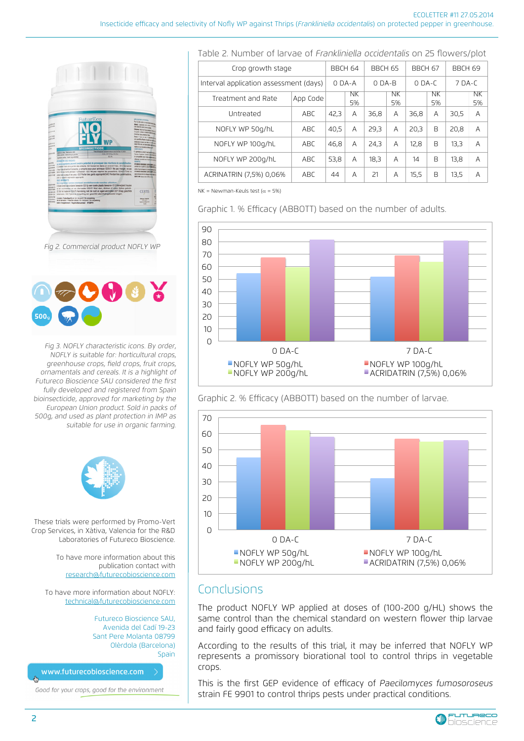Fig 2. Commercial product NOFLY WP

Fig 3. NOFLY characteristic icons. By order, NOFLY is suitable for: horticultural crops, greenhouse crops, field crops, fruit crops, ornamentals and cereals. It is a highlight of Futureco Bioscience SAU considered the first fully developed and registered from Spain bioinsecticide, approved for marketing by the European Union product. Sold in packs of 500g, and used as plant protection in IMP as suitable for use in organic farming.

These trials were performed by Promo-Vert Crop Services, in Xàtiva, Valencia for the R&D Laboratories of Futureco Bioscience.

To have more information about this publication contact with research@futurecobioscience.com

To have more information about NOFLY: technical@futurecobioscience.com

Futureco Bioscience SAU,
Avenida del Cadí 19-23
Sant Pere Molanta 08799
Olèrdola (Barcelona)
Spain

www.futurecobioscience.com

Good for your crops, good for the environment

Table 2. Number of larvae of *Frankliniella occidentalis* on 25 flowers/plot

| Crop growth stage | | BBCH 64 | | BBCH 65 | | BBCH 67 | | BBCH 69 | |
|---|---|---|---|---|---|---|---|---|---|
| Interval application assessment (days) | | 0 DA-A | | 0 DA-B | | 0 DA-C | | 7 DA-C | |
| Treatment and Rate | App Code | | NK 5% | | NK 5% | | NK 5% | | NK 5% |
| Untreated | ABC | 42,3 | A | 36,8 | A | 36,8 | A | 30,5 | A |
| NOFLY WP 50g/hL | ABC | 40,5 | A | 29,3 | A | 20,3 | B | 20,8 | A |
| NOFLY WP 100g/hL | ABC | 46,8 | A | 24,3 | A | 12,8 | B | 13,3 | A |
| NOFLY WP 200g/hL | ABC | 53,8 | A | 18,3 | A | 14 | B | 13,8 | A |
| ACRINATRIN (7,5%) 0,06% | ABC | 44 | A | 21 | A | 15,5 | B | 13,5 | A |

NK = Newman-Keuls test (α = 5%)

Graphic 1. % Efficacy (ABBOTT) based on the number of adults.

90
80
70
60
50
40
30
20
10
0

0 DA-C
7 DA-C

NOFLY WP 50g/hL
NOFLY WP 100g/hL
NOFLY WP 200g/hL
ACRIDATRIN (7,5%) 0,06%

Graphic 2. % Efficacy (ABBOTT) based on the number of larvae.

70
60
50
40
30
20
10
0

0 DA-C
7 DA-C

NOFLY WP 50g/hL
NOFLY WP 100g/hL
NOFLY WP 200g/hL
ACRIDATRIN (7,5%) 0,06%

## Conclusions

The product NOFLY WP applied at doses of (100-200 g/HL) shows the same control than the chemical standard on western flower thip larvae and fairly good efficacy on adults.

According to the results of this trial, it may be inferred that NOFLY WP represents a promissory biorational tool to control thrips in vegetable crops.

This is the first GEP evidence of efficacy of *Paecilomyces fumosoroseus* strain FE 9901 to control thrips pests under practical conditions.